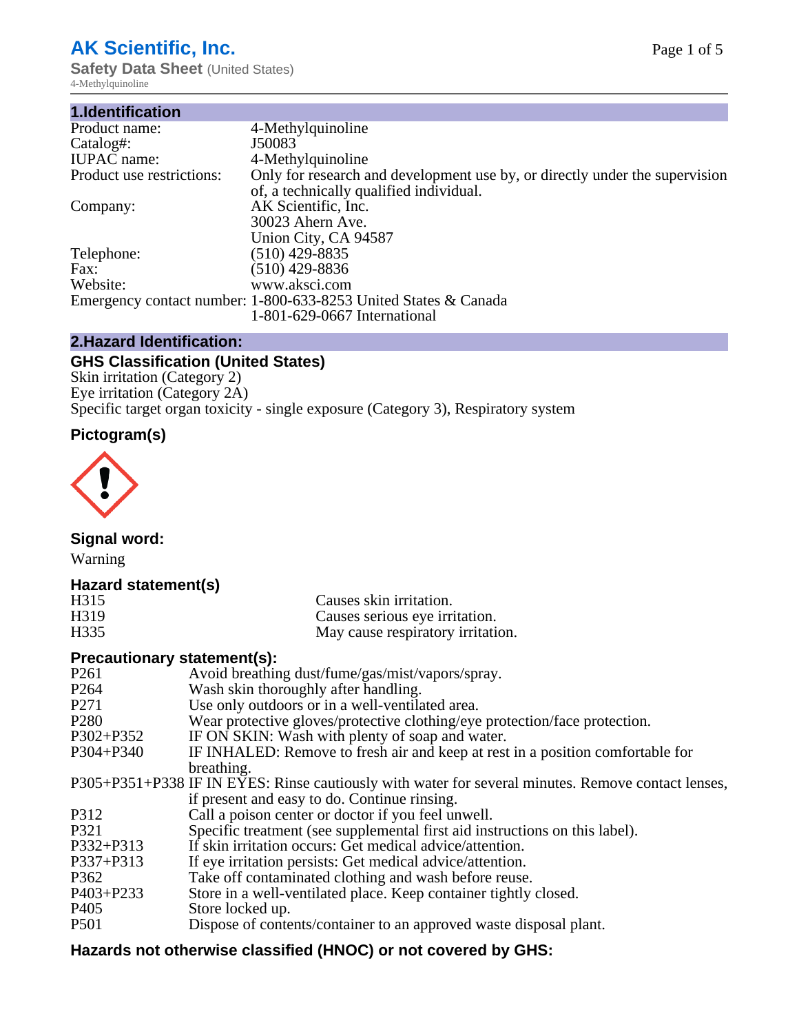# AK Scientific, Inc.

**Safety Data Sheet** (United States)

4-Methylquinoline

## 1.Identification

| | |
|---|---|
| Product name: | 4-Methylquinoline |
| Catalog#: | J50083 |
| IUPAC name: | 4-Methylquinoline |
| Product use restrictions: | Only for research and development use by, or directly under the supervision of, a technically qualified individual. |
| Company: | AK Scientific, Inc.<br>30023 Ahern Ave.<br>Union City, CA 94587 |
| Telephone: | (510) 429-8835 |
| Fax: | (510) 429-8836 |
| Website: | www.aksci.com |
| Emergency contact number: | 1-800-633-8253 United States & Canada<br>1-801-629-0667 International |

## 2.Hazard Identification:

### GHS Classification (United States)

Skin irritation (Category 2)
Eye irritation (Category 2A)
Specific target organ toxicity - single exposure (Category 3), Respiratory system

### Pictogram(s)

### Signal word:

Warning

### Hazard statement(s)

| | |
|---|---|
| H315 | Causes skin irritation. |
| H319 | Causes serious eye irritation. |
| H335 | May cause respiratory irritation. |

### Precautionary statement(s):

| | |
|---|---|
| P261 | Avoid breathing dust/fume/gas/mist/vapors/spray. |
| P264 | Wash skin thoroughly after handling. |
| P271 | Use only outdoors or in a well-ventilated area. |
| P280 | Wear protective gloves/protective clothing/eye protection/face protection. |
| P302+P352 | IF ON SKIN: Wash with plenty of soap and water. |
| P304+P340 | IF INHALED: Remove to fresh air and keep at rest in a position comfortable for breathing. |
| P305+P351+P338 | IF IN EYES: Rinse cautiously with water for several minutes. Remove contact lenses, if present and easy to do. Continue rinsing. |
| P312 | Call a poison center or doctor if you feel unwell. |
| P321 | Specific treatment (see supplemental first aid instructions on this label). |
| P332+P313 | If skin irritation occurs: Get medical advice/attention. |
| P337+P313 | If eye irritation persists: Get medical advice/attention. |
| P362 | Take off contaminated clothing and wash before reuse. |
| P403+P233 | Store in a well-ventilated place. Keep container tightly closed. |
| P405 | Store locked up. |
| P501 | Dispose of contents/container to an approved waste disposal plant. |

### Hazards not otherwise classified (HNOC) or not covered by GHS: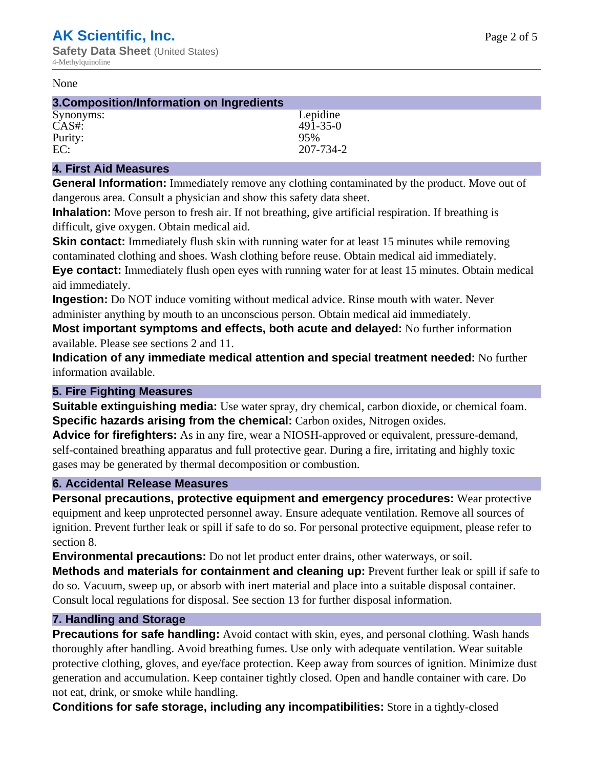None

## 3.Composition/Information on Ingredients

| | |
|---|---|
| Synonyms: | Lepidine |
| CAS#: | 491-35-0 |
| Purity: | 95% |
| EC: | 207-734-2 |

## 4. First Aid Measures

**General Information:** Immediately remove any clothing contaminated by the product. Move out of dangerous area. Consult a physician and show this safety data sheet.

**Inhalation:** Move person to fresh air. If not breathing, give artificial respiration. If breathing is difficult, give oxygen. Obtain medical aid.

**Skin contact:** Immediately flush skin with running water for at least 15 minutes while removing contaminated clothing and shoes. Wash clothing before reuse. Obtain medical aid immediately.

**Eye contact:** Immediately flush open eyes with running water for at least 15 minutes. Obtain medical aid immediately.

**Ingestion:** Do NOT induce vomiting without medical advice. Rinse mouth with water. Never administer anything by mouth to an unconscious person. Obtain medical aid immediately.

**Most important symptoms and effects, both acute and delayed:** No further information available. Please see sections 2 and 11.

**Indication of any immediate medical attention and special treatment needed:** No further information available.

## 5. Fire Fighting Measures

**Suitable extinguishing media:** Use water spray, dry chemical, carbon dioxide, or chemical foam.

**Specific hazards arising from the chemical:** Carbon oxides, Nitrogen oxides.

**Advice for firefighters:** As in any fire, wear a NIOSH-approved or equivalent, pressure-demand, self-contained breathing apparatus and full protective gear. During a fire, irritating and highly toxic gases may be generated by thermal decomposition or combustion.

## 6. Accidental Release Measures

**Personal precautions, protective equipment and emergency procedures:** Wear protective equipment and keep unprotected personnel away. Ensure adequate ventilation. Remove all sources of ignition. Prevent further leak or spill if safe to do so. For personal protective equipment, please refer to section 8.

**Environmental precautions:** Do not let product enter drains, other waterways, or soil.

**Methods and materials for containment and cleaning up:** Prevent further leak or spill if safe to do so. Vacuum, sweep up, or absorb with inert material and place into a suitable disposal container. Consult local regulations for disposal. See section 13 for further disposal information.

## 7. Handling and Storage

**Precautions for safe handling:** Avoid contact with skin, eyes, and personal clothing. Wash hands thoroughly after handling. Avoid breathing fumes. Use only with adequate ventilation. Wear suitable protective clothing, gloves, and eye/face protection. Keep away from sources of ignition. Minimize dust generation and accumulation. Keep container tightly closed. Open and handle container with care. Do not eat, drink, or smoke while handling.

**Conditions for safe storage, including any incompatibilities:** Store in a tightly-closed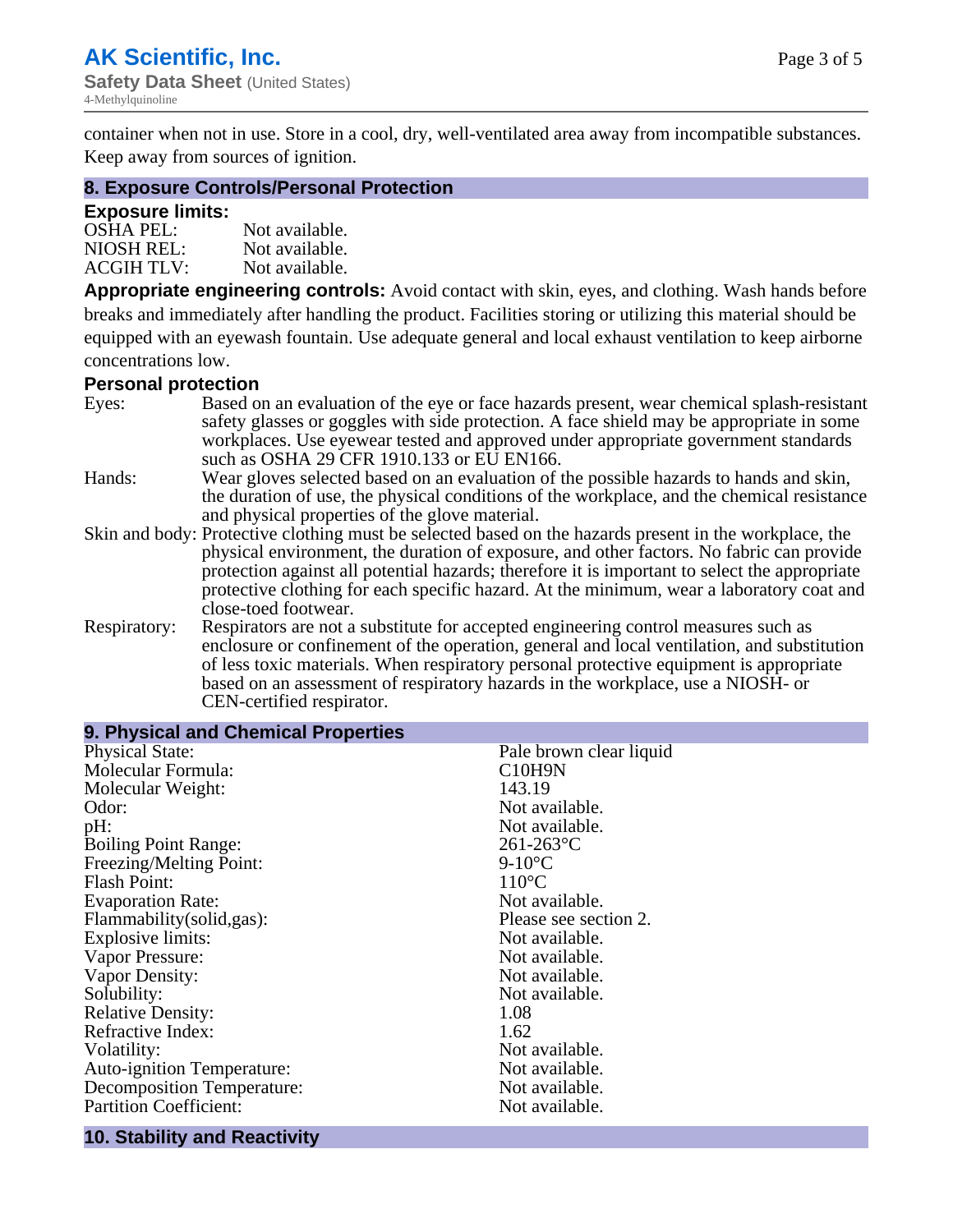container when not in use. Store in a cool, dry, well-ventilated area away from incompatible substances. Keep away from sources of ignition.

## 8. Exposure Controls/Personal Protection

### Exposure limits:

| | |
|---|---|
| OSHA PEL: | Not available. |
| NIOSH REL: | Not available. |
| ACGIH TLV: | Not available. |

**Appropriate engineering controls:** Avoid contact with skin, eyes, and clothing. Wash hands before breaks and immediately after handling the product. Facilities storing or utilizing this material should be equipped with an eyewash fountain. Use adequate general and local exhaust ventilation to keep airborne concentrations low.

### Personal protection

| | |
|---|---|
| Eyes: | Based on an evaluation of the eye or face hazards present, wear chemical splash-resistant safety glasses or goggles with side protection. A face shield may be appropriate in some workplaces. Use eyewear tested and approved under appropriate government standards such as OSHA 29 CFR 1910.133 or EU EN166. |
| Hands: | Wear gloves selected based on an evaluation of the possible hazards to hands and skin, the duration of use, the physical conditions of the workplace, and the chemical resistance and physical properties of the glove material. |
| Skin and body: | Protective clothing must be selected based on the hazards present in the workplace, the physical environment, the duration of exposure, and other factors. No fabric can provide protection against all potential hazards; therefore it is important to select the appropriate protective clothing for each specific hazard. At the minimum, wear a laboratory coat and close-toed footwear. |
| Respiratory: | Respirators are not a substitute for accepted engineering control measures such as enclosure or confinement of the operation, general and local ventilation, and substitution of less toxic materials. When respiratory personal protective equipment is appropriate based on an assessment of respiratory hazards in the workplace, use a NIOSH- or CEN-certified respirator. |

## 9. Physical and Chemical Properties

| | |
|---|---|
| Physical State: | Pale brown clear liquid |
| Molecular Formula: | C10H9N |
| Molecular Weight: | 143.19 |
| Odor: | Not available. |
| pH: | Not available. |
| Boiling Point Range: | 261-263°C |
| Freezing/Melting Point: | 9-10°C |
| Flash Point: | 110°C |
| Evaporation Rate: | Not available. |
| Flammability(solid,gas): | Please see section 2. |
| Explosive limits: | Not available. |
| Vapor Pressure: | Not available. |
| Vapor Density: | Not available. |
| Solubility: | Not available. |
| Relative Density: | 1.08 |
| Refractive Index: | 1.62 |
| Volatility: | Not available. |
| Auto-ignition Temperature: | Not available. |
| Decomposition Temperature: | Not available. |
| Partition Coefficient: | Not available. |

## 10. Stability and Reactivity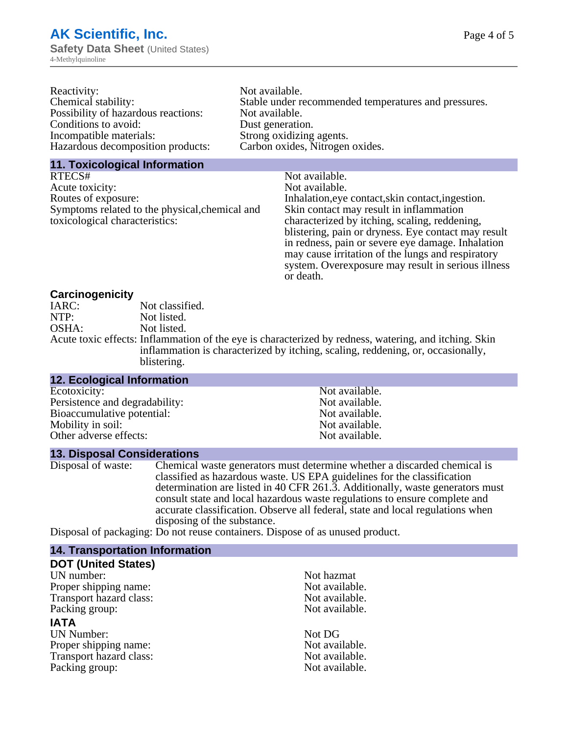| | |
|---|---|
| Reactivity: | Not available. |
| Chemical stability: | Stable under recommended temperatures and pressures. |
| Possibility of hazardous reactions: | Not available. |
| Conditions to avoid: | Dust generation. |
| Incompatible materials: | Strong oxidizing agents. |
| Hazardous decomposition products: | Carbon oxides, Nitrogen oxides. |

## 11. Toxicological Information

| | |
|---|---|
| RTECS# | Not available. |
| Acute toxicity: | Not available. |
| Routes of exposure: | Inhalation,eye contact,skin contact,ingestion. |
| Symptoms related to the physical,chemical and toxicological characteristics: | Skin contact may result in inflammation characterized by itching, scaling, reddening, blistering, pain or dryness. Eye contact may result in redness, pain or severe eye damage. Inhalation may cause irritation of the lungs and respiratory system. Overexposure may result in serious illness or death. |

### Carcinogenicity

| | |
|---|---|
| IARC: | Not classified. |
| NTP: | Not listed. |
| OSHA: | Not listed. |
| Acute toxic effects: | Inflammation of the eye is characterized by redness, watering, and itching. Skin inflammation is characterized by itching, scaling, reddening, or, occasionally, blistering. |

## 12. Ecological Information

| | |
|---|---|
| Ecotoxicity: | Not available. |
| Persistence and degradability: | Not available. |
| Bioaccumulative potential: | Not available. |
| Mobility in soil: | Not available. |
| Other adverse effects: | Not available. |

## 13. Disposal Considerations

| | |
|---|---|
| Disposal of waste: | Chemical waste generators must determine whether a discarded chemical is classified as hazardous waste. US EPA guidelines for the classification determination are listed in 40 CFR 261.3. Additionally, waste generators must consult state and local hazardous waste regulations to ensure complete and accurate classification. Observe all federal, state and local regulations when disposing of the substance. |
| Disposal of packaging: | Do not reuse containers. Dispose of as unused product. |

## 14. Transportation Information

### DOT (United States)

| | |
|---|---|
| UN number: | Not hazmat |
| Proper shipping name: | Not available. |
| Transport hazard class: | Not available. |
| Packing group: | Not available. |

### IATA

| | |
|---|---|
| UN Number: | Not DG |
| Proper shipping name: | Not available. |
| Transport hazard class: | Not available. |
| Packing group: | Not available. |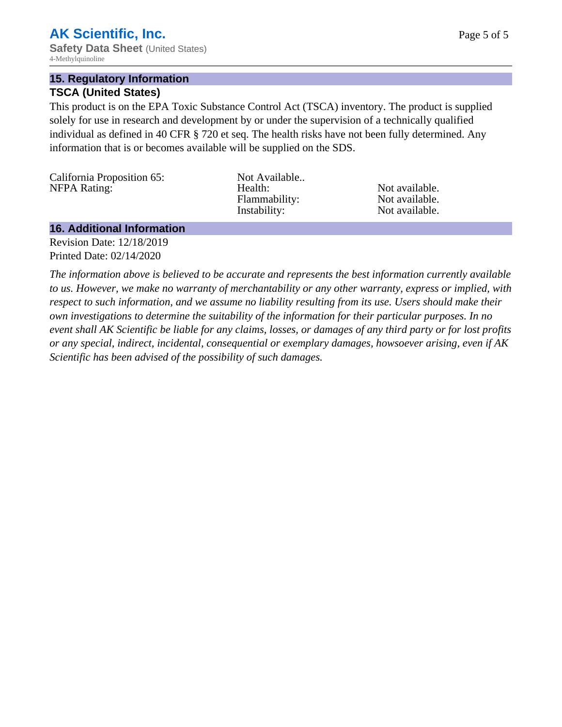## 15. Regulatory Information

### TSCA (United States)

This product is on the EPA Toxic Substance Control Act (TSCA) inventory. The product is supplied solely for use in research and development by or under the supervision of a technically qualified individual as defined in 40 CFR § 720 et seq. The health risks have not been fully determined. Any information that is or becomes available will be supplied on the SDS.

| | | |
|---|---|---|
| California Proposition 65: | Not Available.. | |
| NFPA Rating: | Health: | Not available. |
| | Flammability: | Not available. |
| | Instability: | Not available. |

## 16. Additional Information

Revision Date: 12/18/2019
Printed Date: 02/14/2020

*The information above is believed to be accurate and represents the best information currently available to us. However, we make no warranty of merchantability or any other warranty, express or implied, with respect to such information, and we assume no liability resulting from its use. Users should make their own investigations to determine the suitability of the information for their particular purposes. In no event shall AK Scientific be liable for any claims, losses, or damages of any third party or for lost profits or any special, indirect, incidental, consequential or exemplary damages, howsoever arising, even if AK Scientific has been advised of the possibility of such damages.*